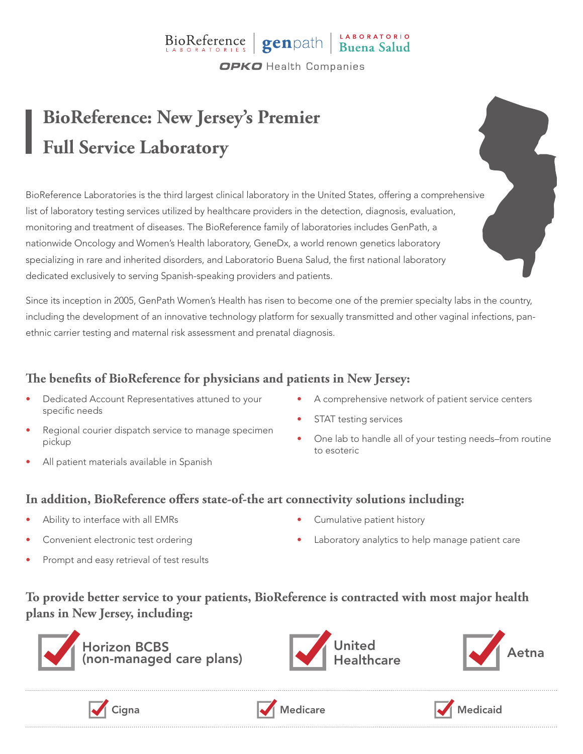BioReference LABORATORIES | genpath | LABORATORIO Buena Salud

OPKO Health Companies

# BioReference: New Jersey's Premier Full Service Laboratory

BioReference Laboratories is the third largest clinical laboratory in the United States, offering a comprehensive list of laboratory testing services utilized by healthcare providers in the detection, diagnosis, evaluation, monitoring and treatment of diseases. The BioReference family of laboratories includes GenPath, a nationwide Oncology and Women's Health laboratory, GeneDx, a world renown genetics laboratory specializing in rare and inherited disorders, and Laboratorio Buena Salud, the first national laboratory dedicated exclusively to serving Spanish-speaking providers and patients.

Since its inception in 2005, GenPath Women's Health has risen to become one of the premier specialty labs in the country, including the development of an innovative technology platform for sexually transmitted and other vaginal infections, pan-ethnic carrier testing and maternal risk assessment and prenatal diagnosis.

## The benefits of BioReference for physicians and patients in New Jersey:

- Dedicated Account Representatives attuned to your specific needs
- Regional courier dispatch service to manage specimen pickup
- All patient materials available in Spanish
- A comprehensive network of patient service centers
- STAT testing services
- One lab to handle all of your testing needs–from routine to esoteric

## In addition, BioReference offers state-of-the art connectivity solutions including:

- Ability to interface with all EMRs
- Convenient electronic test ordering
- Prompt and easy retrieval of test results
- Cumulative patient history
- Laboratory analytics to help manage patient care

## To provide better service to your patients, BioReference is contracted with most major health plans in New Jersey, including:

- ☑ Horizon BCBS (non-managed care plans)
- ☑ United Healthcare
- ☑ Aetna
- ☑ Cigna
- ☑ Medicare
- ☑ Medicaid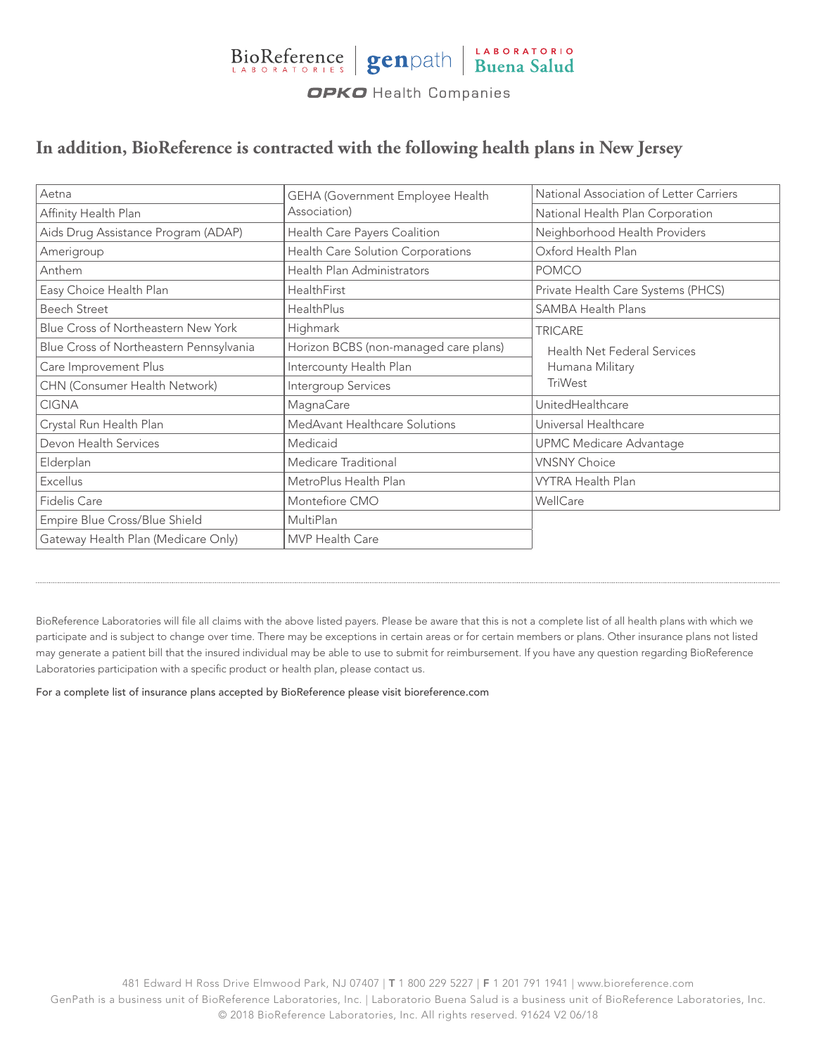BioReference LABORATORIES | genpath | LABORATORIO Buena Salud

OPKO Health Companies

## In addition, BioReference is contracted with the following health plans in New Jersey

| | | |
|---|---|---|
| Aetna | GEHA (Government Employee Health Association) | National Association of Letter Carriers |
| Affinity Health Plan | | National Health Plan Corporation |
| Aids Drug Assistance Program (ADAP) | Health Care Payers Coalition | Neighborhood Health Providers |
| Amerigroup | Health Care Solution Corporations | Oxford Health Plan |
| Anthem | Health Plan Administrators | POMCO |
| Easy Choice Health Plan | HealthFirst | Private Health Care Systems (PHCS) |
| Beech Street | HealthPlus | SAMBA Health Plans |
| Blue Cross of Northeastern New York | Highmark | TRICARE<br>Health Net Federal Services<br>Humana Military<br>TriWest |
| Blue Cross of Northeastern Pennsylvania | Horizon BCBS (non-managed care plans) | |
| Care Improvement Plus | Intercounty Health Plan | |
| CHN (Consumer Health Network) | Intergroup Services | |
| CIGNA | MagnaCare | UnitedHealthcare |
| Crystal Run Health Plan | MedAvant Healthcare Solutions | Universal Healthcare |
| Devon Health Services | Medicaid | UPMC Medicare Advantage |
| Elderplan | Medicare Traditional | VNSNY Choice |
| Excellus | MetroPlus Health Plan | VYTRA Health Plan |
| Fidelis Care | Montefiore CMO | WellCare |
| Empire Blue Cross/Blue Shield | MultiPlan | |
| Gateway Health Plan (Medicare Only) | MVP Health Care | |

BioReference Laboratories will file all claims with the above listed payers. Please be aware that this is not a complete list of all health plans with which we participate and is subject to change over time. There may be exceptions in certain areas or for certain members or plans. Other insurance plans not listed may generate a patient bill that the insured individual may be able to use to submit for reimbursement. If you have any question regarding BioReference Laboratories participation with a specific product or health plan, please contact us.

For a complete list of insurance plans accepted by BioReference please visit bioreference.com

481 Edward H Ross Drive Elmwood Park, NJ 07407 | T 1 800 229 5227 | F 1 201 791 1941 | www.bioreference.com

GenPath is a business unit of BioReference Laboratories, Inc. | Laboratorio Buena Salud is a business unit of BioReference Laboratories, Inc.

© 2018 BioReference Laboratories, Inc. All rights reserved. 91624 V2 06/18